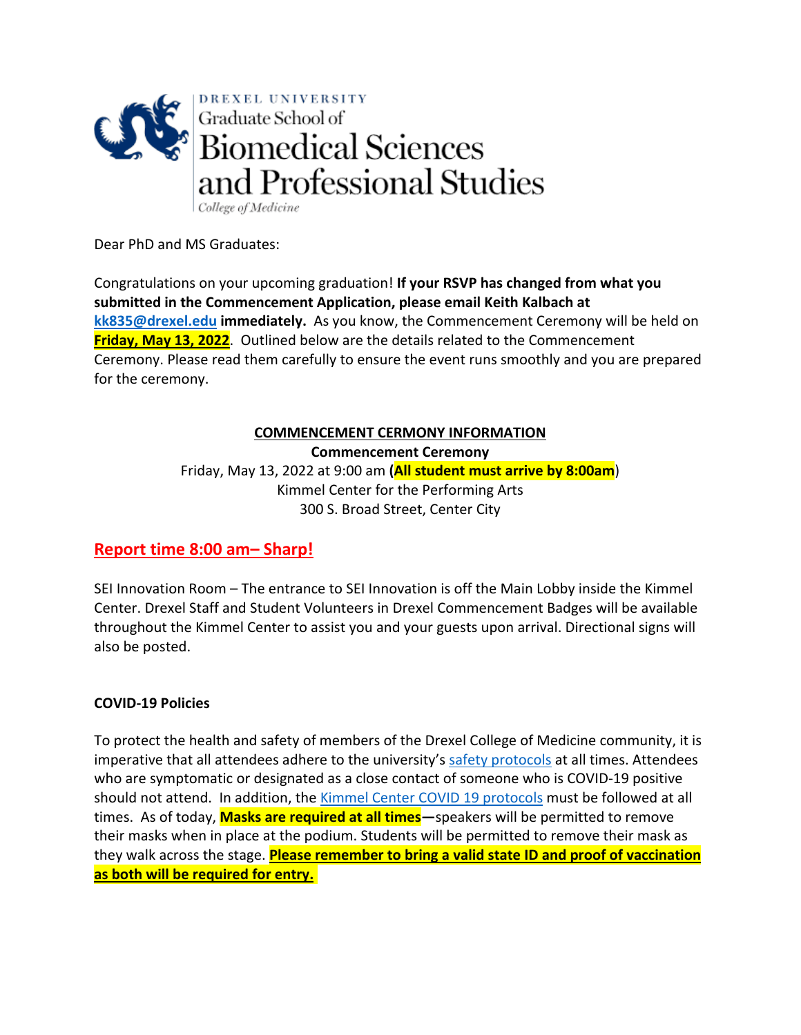DREXEL UNIVERSITY
Graduate School of
Biomedical Sciences
and Professional Studies
*College of Medicine*

Dear PhD and MS Graduates:

Congratulations on your upcoming graduation! **If your RSVP has changed from what you submitted in the Commencement Application, please email Keith Kalbach at kk835@drexel.edu immediately.** As you know, the Commencement Ceremony will be held on **Friday, May 13, 2022**. Outlined below are the details related to the Commencement Ceremony. Please read them carefully to ensure the event runs smoothly and you are prepared for the ceremony.

**COMMENCEMENT CERMONY INFORMATION**

**Commencement Ceremony**

Friday, May 13, 2022 at 9:00 am (**All student must arrive by 8:00am**)
Kimmel Center for the Performing Arts
300 S. Broad Street, Center City

## Report time 8:00 am– Sharp!

SEI Innovation Room – The entrance to SEI Innovation is off the Main Lobby inside the Kimmel Center. Drexel Staff and Student Volunteers in Drexel Commencement Badges will be available throughout the Kimmel Center to assist you and your guests upon arrival. Directional signs will also be posted.

**COVID-19 Policies**

To protect the health and safety of members of the Drexel College of Medicine community, it is imperative that all attendees adhere to the university's safety protocols at all times. Attendees who are symptomatic or designated as a close contact of someone who is COVID-19 positive should not attend. In addition, the Kimmel Center COVID 19 protocols must be followed at all times. As of today, **Masks are required at all times**—speakers will be permitted to remove their masks when in place at the podium. Students will be permitted to remove their mask as they walk across the stage. **Please remember to bring a valid state ID and proof of vaccination as both will be required for entry.**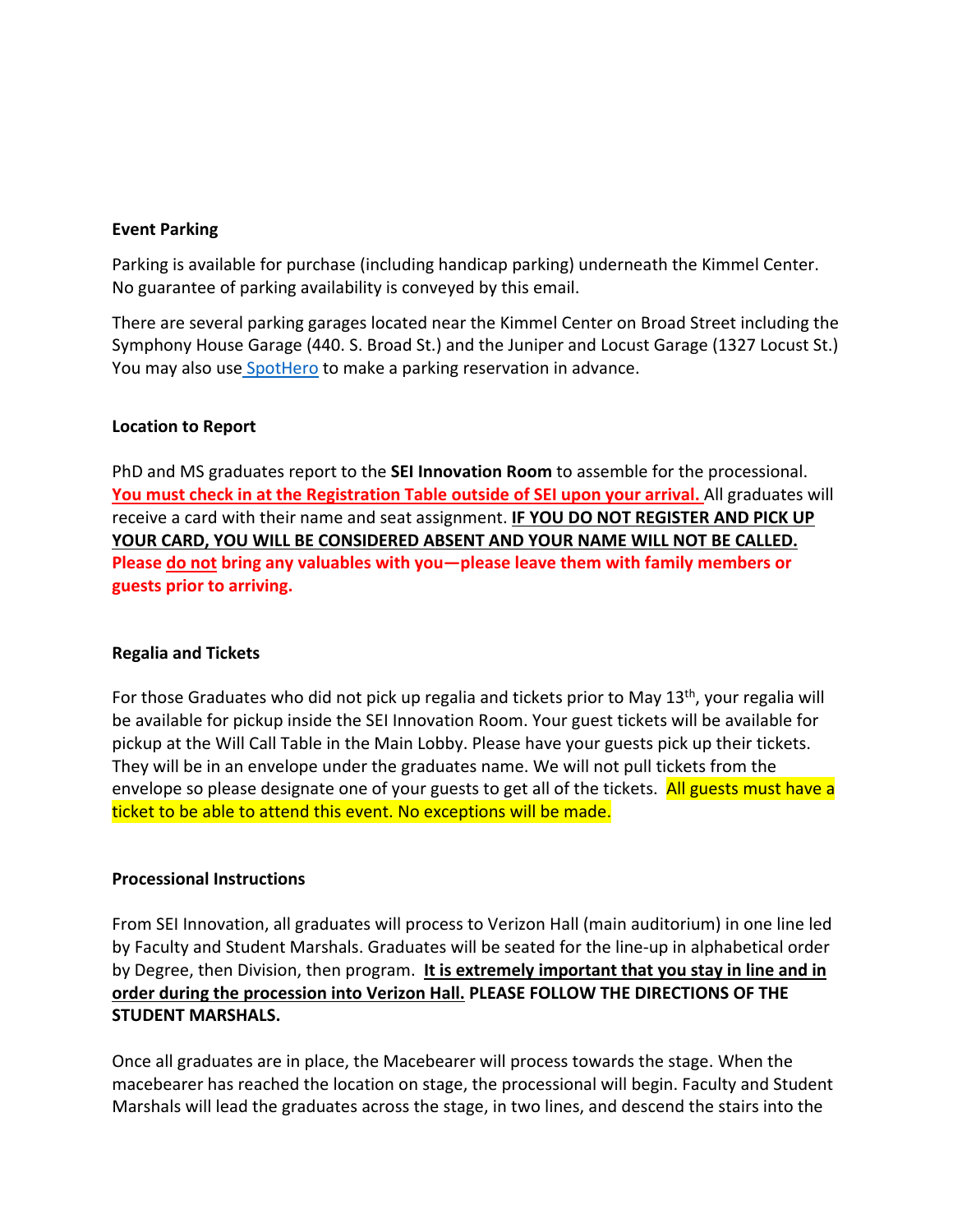**Event Parking**

Parking is available for purchase (including handicap parking) underneath the Kimmel Center. No guarantee of parking availability is conveyed by this email.

There are several parking garages located near the Kimmel Center on Broad Street including the Symphony House Garage (440. S. Broad St.) and the Juniper and Locust Garage (1327 Locust St.) You may also use SpotHero to make a parking reservation in advance.

**Location to Report**

PhD and MS graduates report to the **SEI Innovation Room** to assemble for the processional. **You must check in at the Registration Table outside of SEI upon your arrival.** All graduates will receive a card with their name and seat assignment. **IF YOU DO NOT REGISTER AND PICK UP YOUR CARD, YOU WILL BE CONSIDERED ABSENT AND YOUR NAME WILL NOT BE CALLED.** **Please do not bring any valuables with you—please leave them with family members or guests prior to arriving.**

**Regalia and Tickets**

For those Graduates who did not pick up regalia and tickets prior to May 13th, your regalia will be available for pickup inside the SEI Innovation Room. Your guest tickets will be available for pickup at the Will Call Table in the Main Lobby. Please have your guests pick up their tickets. They will be in an envelope under the graduates name. We will not pull tickets from the envelope so please designate one of your guests to get all of the tickets. All guests must have a ticket to be able to attend this event. No exceptions will be made.

**Processional Instructions**

From SEI Innovation, all graduates will process to Verizon Hall (main auditorium) in one line led by Faculty and Student Marshals. Graduates will be seated for the line-up in alphabetical order by Degree, then Division, then program. **It is extremely important that you stay in line and in order during the procession into Verizon Hall. PLEASE FOLLOW THE DIRECTIONS OF THE STUDENT MARSHALS.**

Once all graduates are in place, the Macebearer will process towards the stage. When the macebearer has reached the location on stage, the processional will begin. Faculty and Student Marshals will lead the graduates across the stage, in two lines, and descend the stairs into the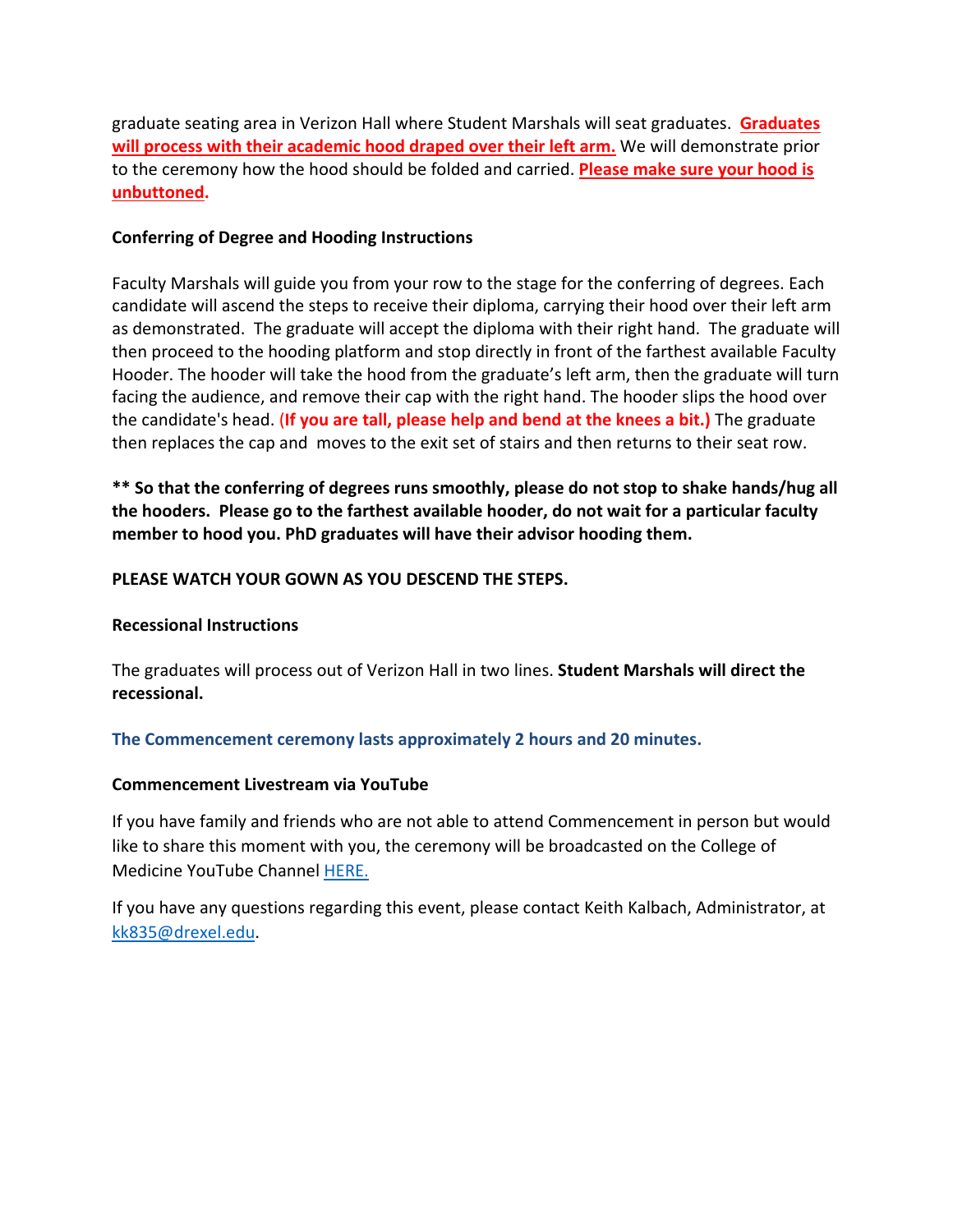graduate seating area in Verizon Hall where Student Marshals will seat graduates. **Graduates will process with their academic hood draped over their left arm.** We will demonstrate prior to the ceremony how the hood should be folded and carried. **Please make sure your hood is unbuttoned.**

**Conferring of Degree and Hooding Instructions**

Faculty Marshals will guide you from your row to the stage for the conferring of degrees. Each candidate will ascend the steps to receive their diploma, carrying their hood over their left arm as demonstrated. The graduate will accept the diploma with their right hand. The graduate will then proceed to the hooding platform and stop directly in front of the farthest available Faculty Hooder. The hooder will take the hood from the graduate's left arm, then the graduate will turn facing the audience, and remove their cap with the right hand. The hooder slips the hood over the candidate's head. (**If you are tall, please help and bend at the knees a bit.)** The graduate then replaces the cap and moves to the exit set of stairs and then returns to their seat row.

**** So that the conferring of degrees runs smoothly, please do not stop to shake hands/hug all the hooders. Please go to the farthest available hooder, do not wait for a particular faculty member to hood you. PhD graduates will have their advisor hooding them.**

**PLEASE WATCH YOUR GOWN AS YOU DESCEND THE STEPS.**

**Recessional Instructions**

The graduates will process out of Verizon Hall in two lines. **Student Marshals will direct the recessional.**

**The Commencement ceremony lasts approximately 2 hours and 20 minutes.**

**Commencement Livestream via YouTube**

If you have family and friends who are not able to attend Commencement in person but would like to share this moment with you, the ceremony will be broadcasted on the College of Medicine YouTube Channel HERE.

If you have any questions regarding this event, please contact Keith Kalbach, Administrator, at kk835@drexel.edu.